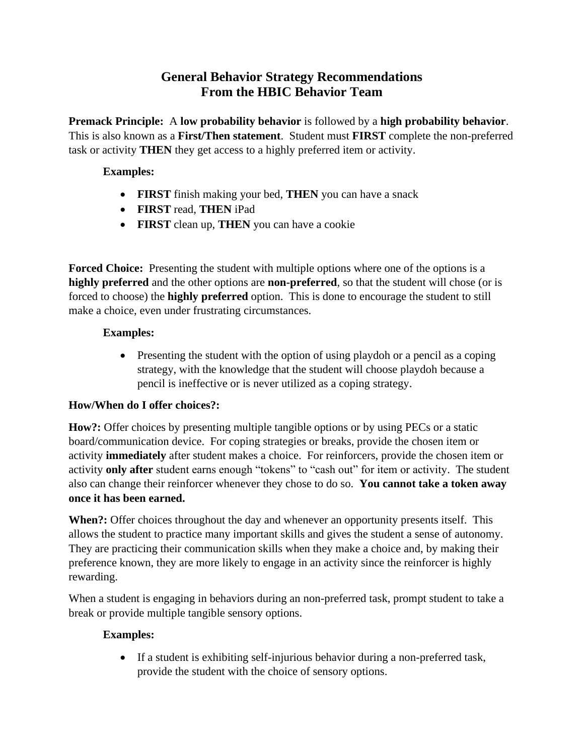# General Behavior Strategy Recommendations
# From the HBIC Behavior Team

**Premack Principle:** A **low probability behavior** is followed by a **high probability behavior**. This is also known as a **First/Then statement**. Student must **FIRST** complete the non-preferred task or activity **THEN** they get access to a highly preferred item or activity.

**Examples:**

- **FIRST** finish making your bed, **THEN** you can have a snack
- **FIRST** read, **THEN** iPad
- **FIRST** clean up, **THEN** you can have a cookie

**Forced Choice:** Presenting the student with multiple options where one of the options is a **highly preferred** and the other options are **non-preferred**, so that the student will chose (or is forced to choose) the **highly preferred** option. This is done to encourage the student to still make a choice, even under frustrating circumstances.

**Examples:**

- Presenting the student with the option of using playdoh or a pencil as a coping strategy, with the knowledge that the student will choose playdoh because a pencil is ineffective or is never utilized as a coping strategy.

**How/When do I offer choices?:**

**How?:** Offer choices by presenting multiple tangible options or by using PECs or a static board/communication device. For coping strategies or breaks, provide the chosen item or activity **immediately** after student makes a choice. For reinforcers, provide the chosen item or activity **only after** student earns enough "tokens" to "cash out" for item or activity. The student also can change their reinforcer whenever they chose to do so. **You cannot take a token away once it has been earned.**

**When?:** Offer choices throughout the day and whenever an opportunity presents itself. This allows the student to practice many important skills and gives the student a sense of autonomy. They are practicing their communication skills when they make a choice and, by making their preference known, they are more likely to engage in an activity since the reinforcer is highly rewarding.

When a student is engaging in behaviors during an non-preferred task, prompt student to take a break or provide multiple tangible sensory options.

**Examples:**

- If a student is exhibiting self-injurious behavior during a non-preferred task, provide the student with the choice of sensory options.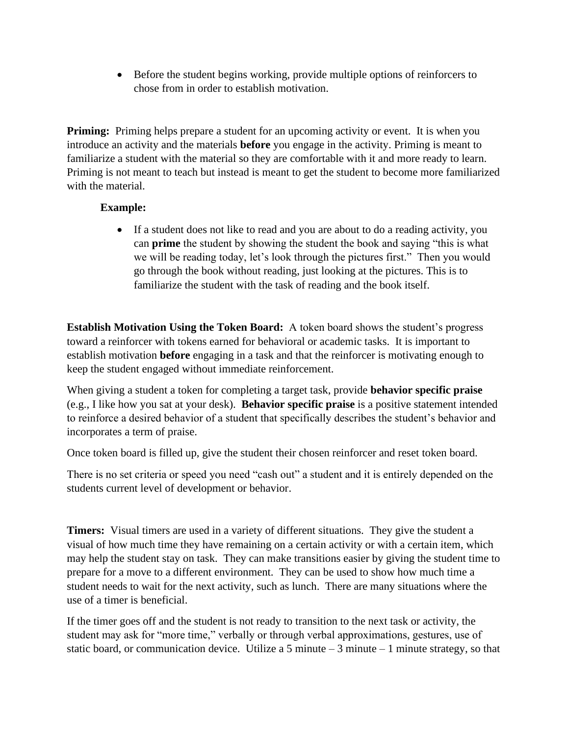- Before the student begins working, provide multiple options of reinforcers to chose from in order to establish motivation.

**Priming:** Priming helps prepare a student for an upcoming activity or event. It is when you introduce an activity and the materials **before** you engage in the activity. Priming is meant to familiarize a student with the material so they are comfortable with it and more ready to learn. Priming is not meant to teach but instead is meant to get the student to become more familiarized with the material.

**Example:**

- If a student does not like to read and you are about to do a reading activity, you can **prime** the student by showing the student the book and saying "this is what we will be reading today, let's look through the pictures first." Then you would go through the book without reading, just looking at the pictures. This is to familiarize the student with the task of reading and the book itself.

**Establish Motivation Using the Token Board:** A token board shows the student's progress toward a reinforcer with tokens earned for behavioral or academic tasks. It is important to establish motivation **before** engaging in a task and that the reinforcer is motivating enough to keep the student engaged without immediate reinforcement.

When giving a student a token for completing a target task, provide **behavior specific praise** (e.g., I like how you sat at your desk). **Behavior specific praise** is a positive statement intended to reinforce a desired behavior of a student that specifically describes the student's behavior and incorporates a term of praise.

Once token board is filled up, give the student their chosen reinforcer and reset token board.

There is no set criteria or speed you need "cash out" a student and it is entirely depended on the students current level of development or behavior.

**Timers:** Visual timers are used in a variety of different situations. They give the student a visual of how much time they have remaining on a certain activity or with a certain item, which may help the student stay on task. They can make transitions easier by giving the student time to prepare for a move to a different environment. They can be used to show how much time a student needs to wait for the next activity, such as lunch. There are many situations where the use of a timer is beneficial.

If the timer goes off and the student is not ready to transition to the next task or activity, the student may ask for "more time," verbally or through verbal approximations, gestures, use of static board, or communication device. Utilize a 5 minute – 3 minute – 1 minute strategy, so that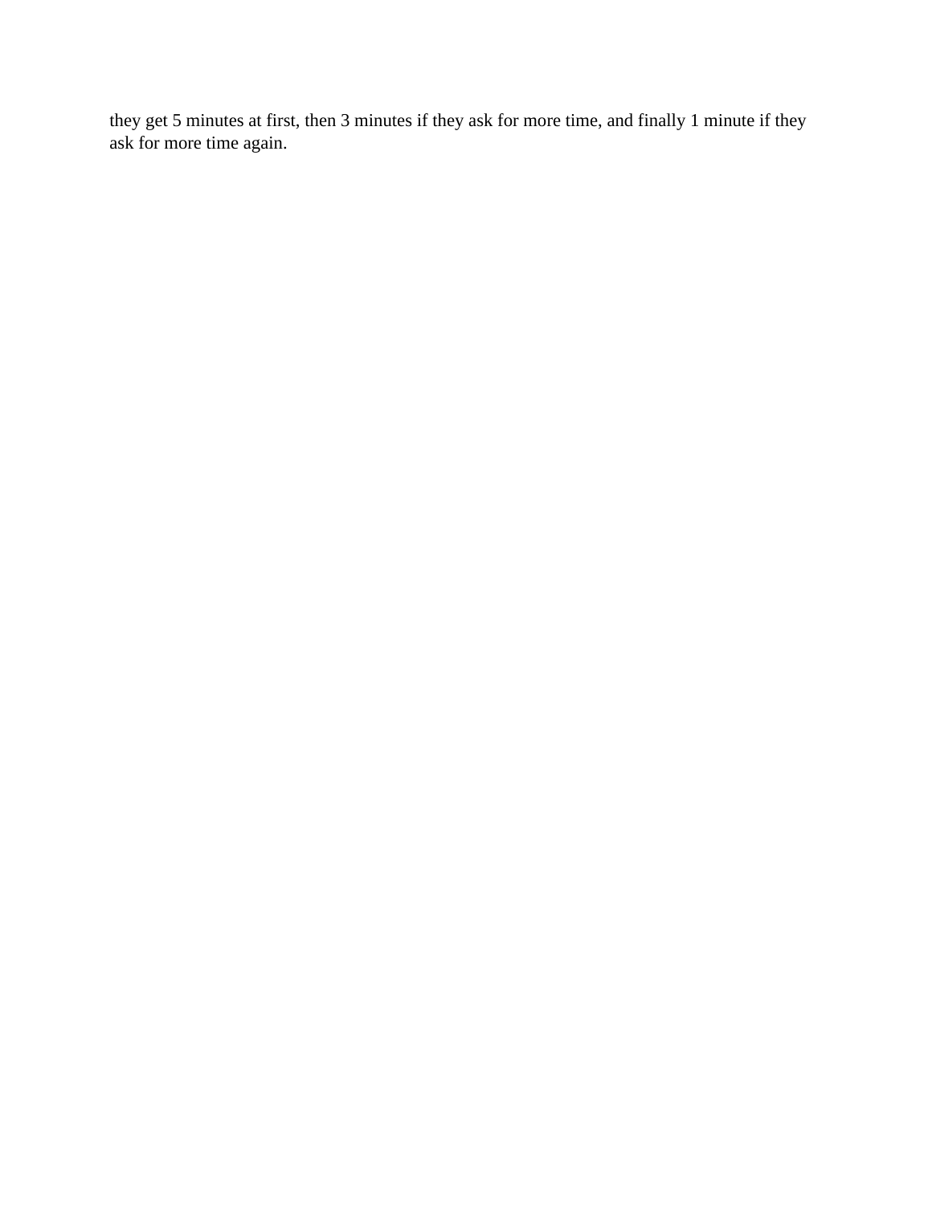they get 5 minutes at first, then 3 minutes if they ask for more time, and finally 1 minute if they ask for more time again.